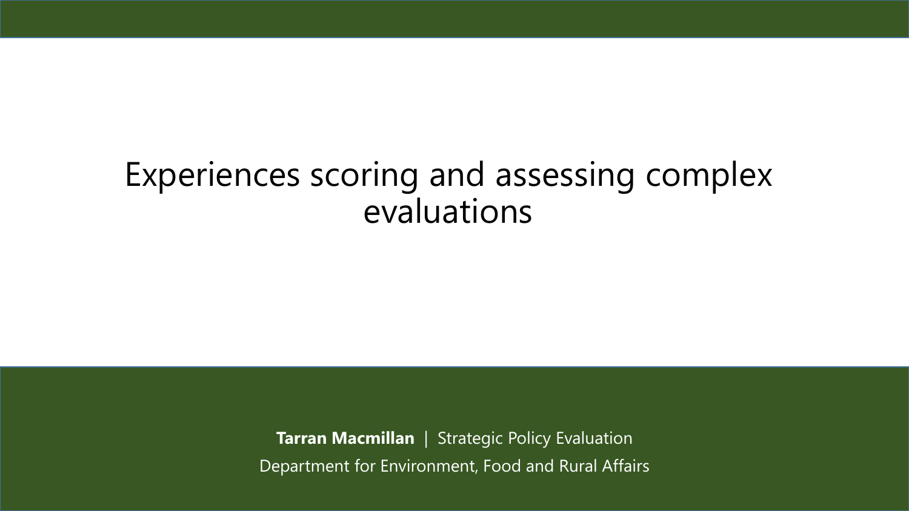# Experiences scoring and assessing complex evaluations

**Tarran Macmillan** | Strategic Policy Evaluation

Department for Environment, Food and Rural Affairs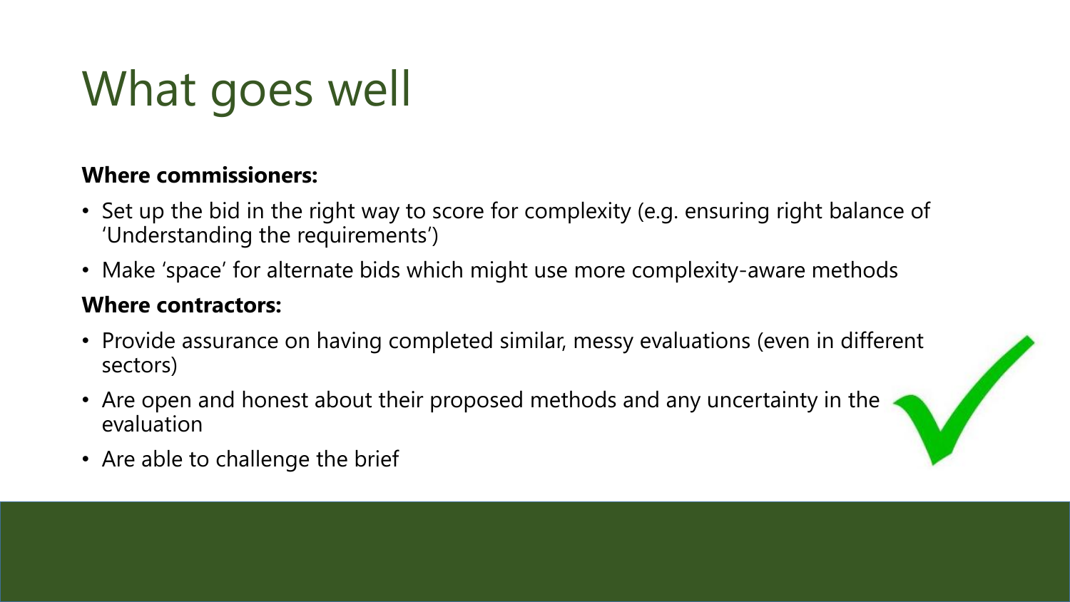# What goes well

**Where commissioners:**

- Set up the bid in the right way to score for complexity (e.g. ensuring right balance of 'Understanding the requirements')
- Make 'space' for alternate bids which might use more complexity-aware methods

**Where contractors:**

- Provide assurance on having completed similar, messy evaluations (even in different sectors)
- Are open and honest about their proposed methods and any uncertainty in the evaluation
- Are able to challenge the brief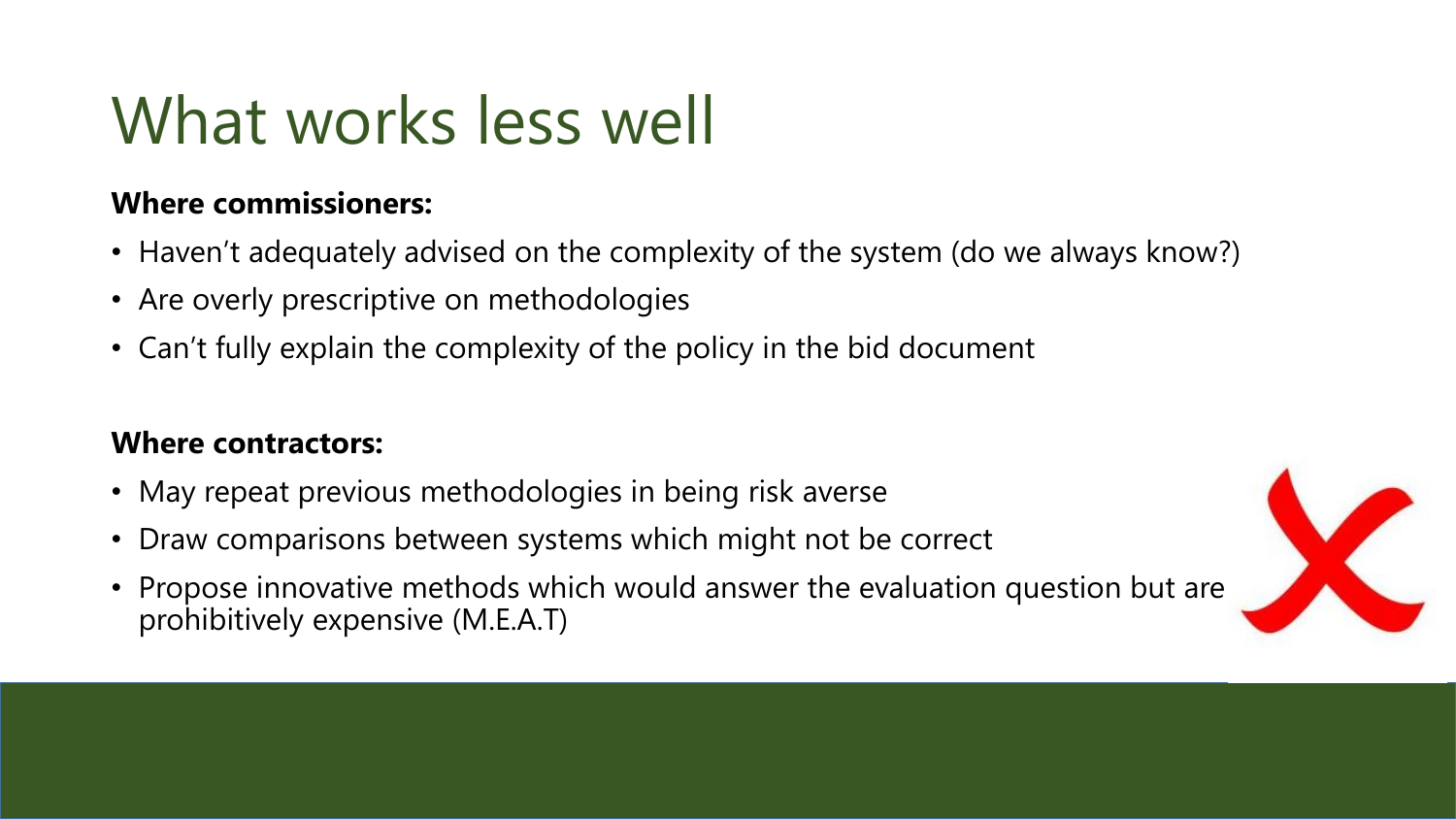# What works less well

**Where commissioners:**

- Haven't adequately advised on the complexity of the system (do we always know?)
- Are overly prescriptive on methodologies
- Can't fully explain the complexity of the policy in the bid document

**Where contractors:**

- May repeat previous methodologies in being risk averse
- Draw comparisons between systems which might not be correct
- Propose innovative methods which would answer the evaluation question but are prohibitively expensive (M.E.A.T)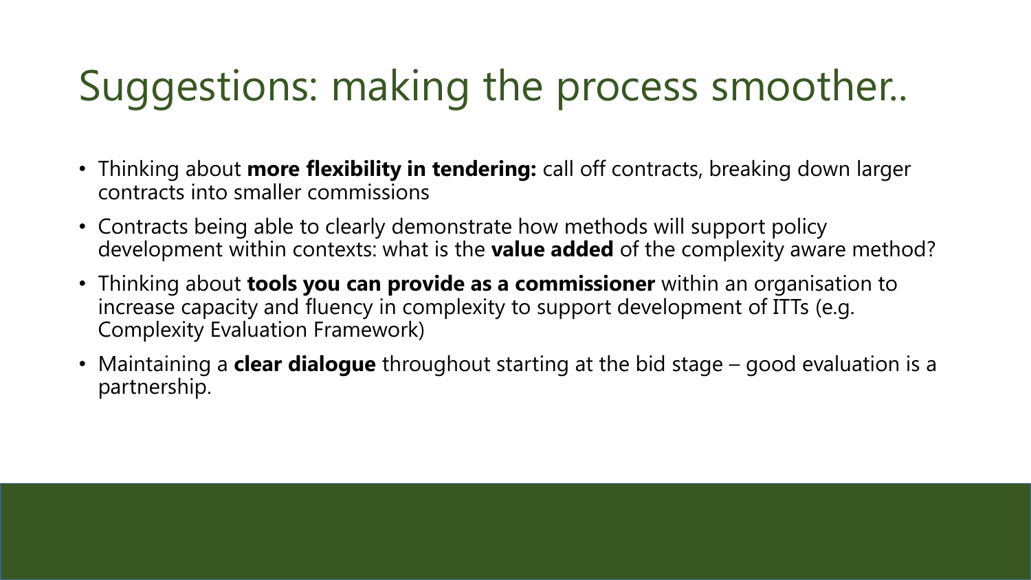# Suggestions: making the process smoother..

- Thinking about **more flexibility in tendering:** call off contracts, breaking down larger contracts into smaller commissions
- Contracts being able to clearly demonstrate how methods will support policy development within contexts: what is the **value added** of the complexity aware method?
- Thinking about **tools you can provide as a commissioner** within an organisation to increase capacity and fluency in complexity to support development of ITTs (e.g. Complexity Evaluation Framework)
- Maintaining a **clear dialogue** throughout starting at the bid stage – good evaluation is a partnership.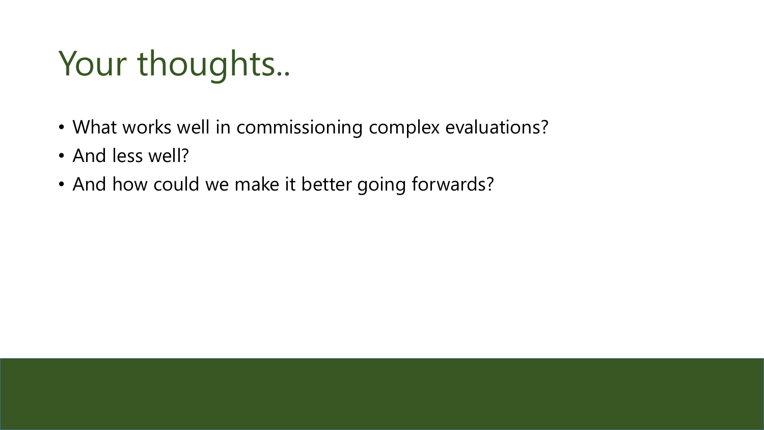# Your thoughts..

- What works well in commissioning complex evaluations?
- And less well?
- And how could we make it better going forwards?